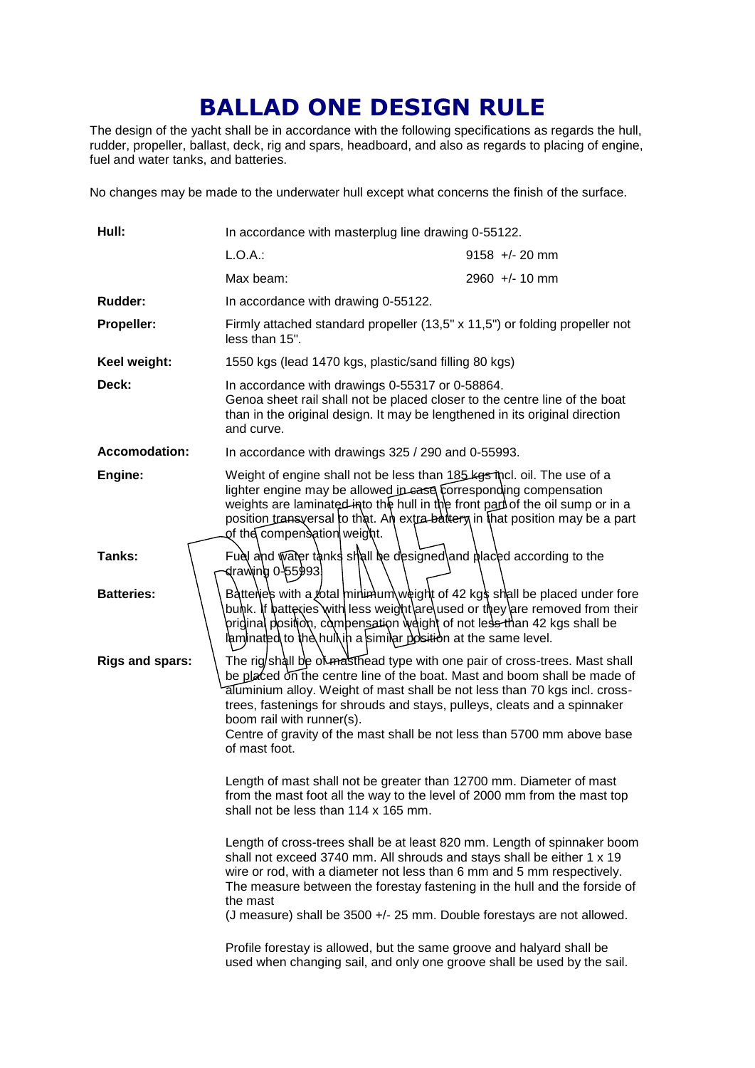# BALLAD ONE DESIGN RULE

The design of the yacht shall be in accordance with the following specifications as regards the hull, rudder, propeller, ballast, deck, rig and spars, headboard, and also as regards to placing of engine, fuel and water tanks, and batteries.

No changes may be made to the underwater hull except what concerns the finish of the surface.

| | | |
|---|---|---|
| **Hull:** | In accordance with masterplug line drawing 0-55122. | |
| | L.O.A.: | 9158 +/- 20 mm |
| | Max beam: | 2960 +/- 10 mm |
| **Rudder:** | In accordance with drawing 0-55122. | |
| **Propeller:** | Firmly attached standard propeller (13,5" x 11,5") or folding propeller not less than 15". | |
| **Keel weight:** | 1550 kgs (lead 1470 kgs, plastic/sand filling 80 kgs) | |
| **Deck:** | In accordance with drawings 0-55317 or 0-58864. Genoa sheet rail shall not be placed closer to the centre line of the boat than in the original design. It may be lengthened in its original direction and curve. | |
| **Accomodation:** | In accordance with drawings 325 / 290 and 0-55993. | |
| **Engine:** | Weight of engine shall not be less than 185 kgs incl. oil. The use of a lighter engine may be allowed in case corresponding compensation weights are laminated into the hull in the front part of the oil sump or in a position transversal to that. An extra battery in that position may be a part of the compensation weight. | |
| **Tanks:** | Fuel and water tanks shall be designed and placed according to the drawing 0-55993. | |
| **Batteries:** | Batteries with a total minimum weight of 42 kgs shall be placed under fore bunk. If batteries with less weight are used or they are removed from their original position, compensation weight of not less than 42 kgs shall be laminated to the hull in a similar position at the same level. | |
| **Rigs and spars:** | The rig shall be of masthead type with one pair of cross-trees. Mast shall be placed on the centre line of the boat. Mast and boom shall be made of aluminium alloy. Weight of mast shall be not less than 70 kgs incl. cross-trees, fastenings for shrouds and stays, pulleys, cleats and a spinnaker boom rail with runner(s).<br>Centre of gravity of the mast shall be not less than 5700 mm above base of mast foot.<br><br>Length of mast shall not be greater than 12700 mm. Diameter of mast from the mast foot all the way to the level of 2000 mm from the mast top shall not be less than 114 x 165 mm.<br><br>Length of cross-trees shall be at least 820 mm. Length of spinnaker boom shall not exceed 3740 mm. All shrouds and stays shall be either 1 x 19 wire or rod, with a diameter not less than 6 mm and 5 mm respectively. The measure between the forestay fastening in the hull and the forside of the mast<br>(J measure) shall be 3500 +/- 25 mm. Double forestays are not allowed.<br><br>Profile forestay is allowed, but the same groove and halyard shall be used when changing sail, and only one groove shall be used by the sail. | |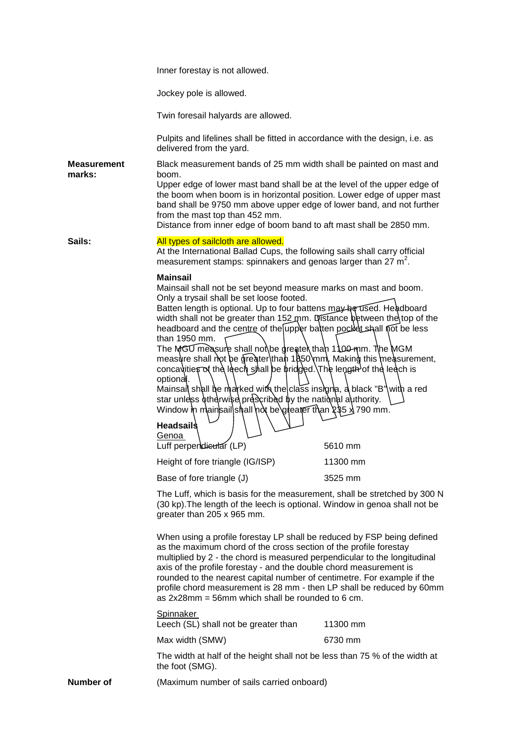Inner forestay is not allowed.

Jockey pole is allowed.

Twin foresail halyards are allowed.

Pulpits and lifelines shall be fitted in accordance with the design, i.e. as delivered from the yard.

**Measurement marks:**

Black measurement bands of 25 mm width shall be painted on mast and boom.
Upper edge of lower mast band shall be at the level of the upper edge of the boom when boom is in horizontal position. Lower edge of upper mast band shall be 9750 mm above upper edge of lower band, and not further from the mast top than 452 mm.
Distance from inner edge of boom band to aft mast shall be 2850 mm.

**Sails:**

All types of sailcloth are allowed.
At the International Ballad Cups, the following sails shall carry official measurement stamps: spinnakers and genoas larger than 27 $m^2$.

**Mainsail**

Mainsail shall not be set beyond measure marks on mast and boom.
Only a trysail shall be set loose footed.
Batten length is optional. Up to four battens may be used. Headboard width shall not be greater than 152 mm. Distance between the top of the headboard and the centre of the upper batten pocket shall not be less than 1950 mm.
The MGU measure shall not be greater than 1100 mm. The MGM measure shall not be greater than 1850 mm. Making this measurement, concavities of the leech shall be bridged. The length of the leech is optional.
Mainsail shall be marked with the class insignia, a black "B" with a red star unless otherwise prescribed by the national authority.
Window in mainsail shall not be greater than 235 x 790 mm.

**Headsails**

Genoa

| | |
|---|---|
| Luff perpendicular (LP) | 5610 mm |
| Height of fore triangle (IG/ISP) | 11300 mm |
| Base of fore triangle (J) | 3525 mm |

The Luff, which is basis for the measurement, shall be stretched by 300 N (30 kp).The length of the leech is optional. Window in genoa shall not be greater than 205 x 965 mm.

When using a profile forestay LP shall be reduced by FSP being defined as the maximum chord of the cross section of the profile forestay multiplied by 2 - the chord is measured perpendicular to the longitudinal axis of the profile forestay - and the double chord measurement is rounded to the nearest capital number of centimetre. For example if the profile chord measurement is 28 mm - then LP shall be reduced by 60mm as 2x28mm = 56mm which shall be rounded to 6 cm.

Spinnaker

| | |
|---|---|
| Leech (SL) shall not be greater than | 11300 mm |
| Max width (SMW) | 6730 mm |

The width at half of the height shall not be less than 75 % of the width at the foot (SMG).

**Number of**

(Maximum number of sails carried onboard)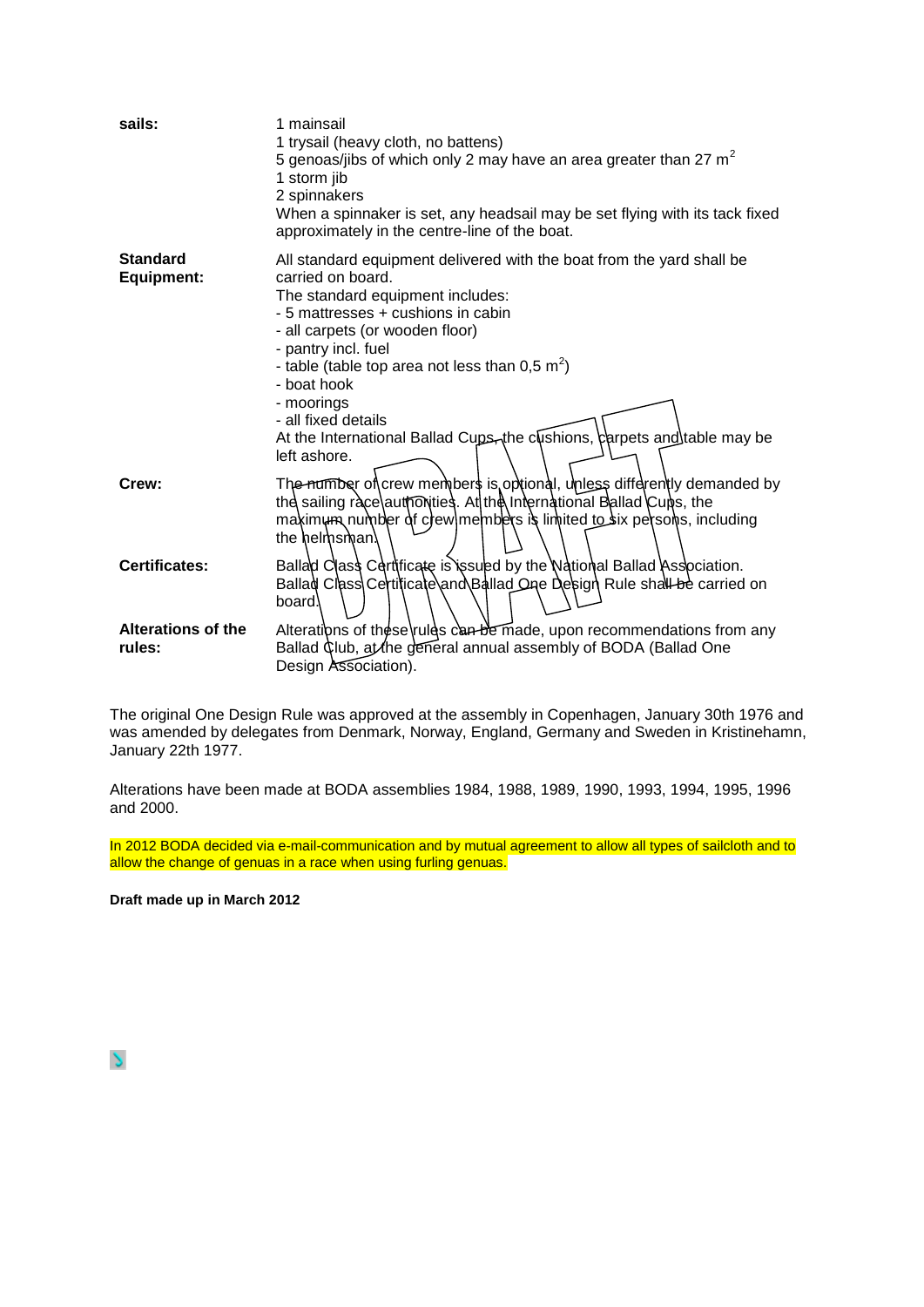| | |
|---|---|
| **sails:** | 1 mainsail<br>1 trysail (heavy cloth, no battens)<br>5 genoas/jibs of which only 2 may have an area greater than 27 $m^2$<br>1 storm jib<br>2 spinnakers<br>When a spinnaker is set, any headsail may be set flying with its tack fixed approximately in the centre-line of the boat. |
| **Standard Equipment:** | All standard equipment delivered with the boat from the yard shall be carried on board.<br>The standard equipment includes:<br>- 5 mattresses + cushions in cabin<br>- all carpets (or wooden floor)<br>- pantry incl. fuel<br>- table (table top area not less than 0,5 $m^2$)<br>- boat hook<br>- moorings<br>- all fixed details<br>At the International Ballad Cups, the cushions, carpets and table may be left ashore. |
| **Crew:** | The number of crew members is optional, unless differently demanded by the sailing race authorities. At the International Ballad Cups, the maximum number of crew members is limited to six persons, including the helmsman. |
| **Certificates:** | Ballad Class Certificate is issued by the National Ballad Association. Ballad Class Certificate and Ballad One Design Rule shall be carried on board. |
| **Alterations of the rules:** | Alterations of these rules can be made, upon recommendations from any Ballad Club, at the general annual assembly of BODA (Ballad One Design Association). |

The original One Design Rule was approved at the assembly in Copenhagen, January 30th 1976 and was amended by delegates from Denmark, Norway, England, Germany and Sweden in Kristinehamn, January 22th 1977.

Alterations have been made at BODA assemblies 1984, 1988, 1989, 1990, 1993, 1994, 1995, 1996 and 2000.

In 2012 BODA decided via e-mail-communication and by mutual agreement to allow all types of sailcloth and to allow the change of genuas in a race when using furling genuas.

**Draft made up in March 2012**